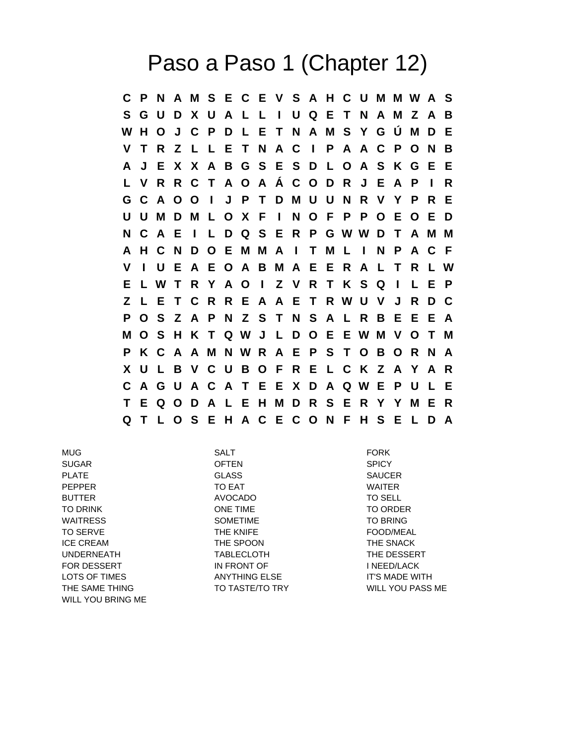# Paso a Paso 1 (Chapter 12)

```
C P N A M S E C E V S A H C U M M W A S
S G U D X U A L L I U Q E T N A M Z A B
W H O J C P D L E T N A M S Y G Ú M D E
V T R Z L L E T N A C I P A A C P O N B
A J E X X A B G S E S D L O A S K G E E
L V R R C T A O A Á C O D R J E A P I R
G C A O O I J P T D M U U N R V Y P R E
U U M D M L O X F I N O F P P O E O E D
N C A E I L D Q S E R P G W W D T A M M
A H C N D O E M M A I T M L I N P A C F
V I U E A E O A B M A E E R A L T R L W
E L W T R Y A O I Z V R T K S Q I L E P
Z L E T C R R E A A E T R W U V J R D C
P O S Z A P N Z S T N S A L R B E E E A
M O S H K T Q W J L D O E E W M V O T M
P K C A A M N W R A E P S T O B O R N A
X U L B V C U B O F R E L C K Z A Y A R
C A G U A C A T E E X D A Q W E P U L E
T E Q O D A L E H M D R S E R Y Y M E R
Q T L O S E H A C E C O N F H S E L D A
```

| | | |
|---|---|---|
| MUG | SALT | FORK |
| SUGAR | OFTEN | SPICY |
| PLATE | GLASS | SAUCER |
| PEPPER | TO EAT | WAITER |
| BUTTER | AVOCADO | TO SELL |
| TO DRINK | ONE TIME | TO ORDER |
| WAITRESS | SOMETIME | TO BRING |
| TO SERVE | THE KNIFE | FOOD/MEAL |
| ICE CREAM | THE SPOON | THE SNACK |
| UNDERNEATH | TABLECLOTH | THE DESSERT |
| FOR DESSERT | IN FRONT OF | I NEED/LACK |
| LOTS OF TIMES | ANYTHING ELSE | IT'S MADE WITH |
| THE SAME THING | TO TASTE/TO TRY | WILL YOU PASS ME |
| WILL YOU BRING ME | | |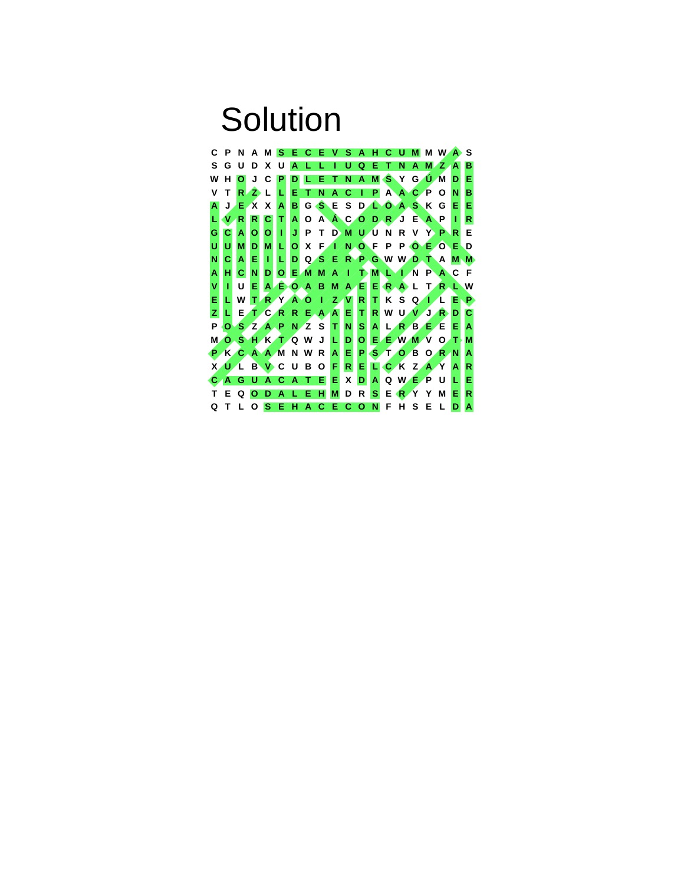# Solution

```
C P N A M S E C E V S A H C U M M W A S
S G U D X U A L L I U Q E T N A M Z A B
W H O J C P D L E T N A M S Y G Ú M D E
V T R Z L L E T N A C I P A A C P O N B
A J E X X A B G S E S D L O A S K G E E
L V R R C T A O A Á C O D R J E A P I R
G C A O O I J P T D M U U N R V Y P R E
U U M D M L O X F I N O F P P O E O E D
N C A E I L D Q S E R P G W W D T A M M
A H C N D O E M M A I T M L I N P A C F
V I U E A E O A B M A E E R A L T R L W
E L W T R Y A O I Z V R T K S Q I L E P
Z L E T C R R E A A E T R W U V J R D C
P O S Z A P N Z S T N S A L R B E E E A
M O S H K T Q W J L D O E E W M V O T M
P K C A A M N W R A E P S T O B O R N A
X U L B V C U B O F R E L C K Z A Y A R
C A G U A C A T E E X D A Q W E P U L E
T E Q O D A L E H M D R S E R Y Y M E R
Q T L O S E H A C E C O N F H S E L D A
```